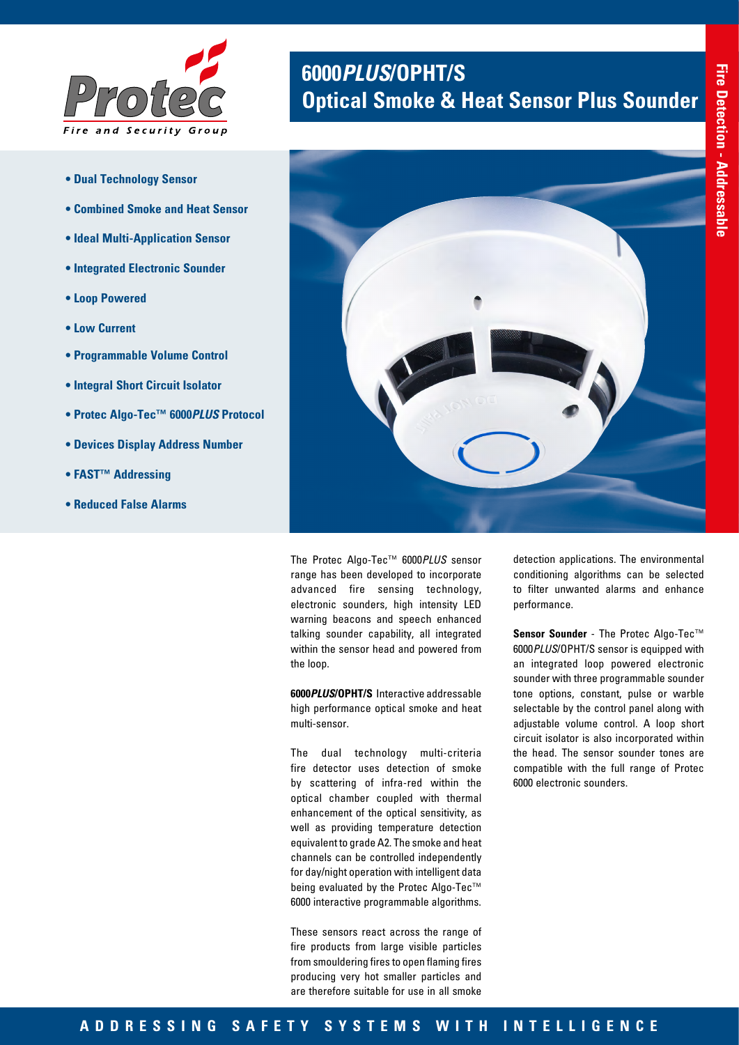# 6000*PLUS*/OPHT/S
# Optical Smoke & Heat Sensor Plus Sounder

Fire Detection - Addressable

- **Dual Technology Sensor**
- **Combined Smoke and Heat Sensor**
- **Ideal Multi-Application Sensor**
- **Integrated Electronic Sounder**
- **Loop Powered**
- **Low Current**
- **Programmable Volume Control**
- **Integral Short Circuit Isolator**
- **Protec Algo-Tec™ 6000*PLUS* Protocol**
- **Devices Display Address Number**
- **FAST™ Addressing**
- **Reduced False Alarms**

The Protec Algo-Tec™ 6000*PLUS* sensor range has been developed to incorporate advanced fire sensing technology, electronic sounders, high intensity LED warning beacons and speech enhanced talking sounder capability, all integrated within the sensor head and powered from the loop.

**6000*PLUS*/OPHT/S** Interactive addressable high performance optical smoke and heat multi-sensor.

The dual technology multi-criteria fire detector uses detection of smoke by scattering of infra-red within the optical chamber coupled with thermal enhancement of the optical sensitivity, as well as providing temperature detection equivalent to grade A2. The smoke and heat channels can be controlled independently for day/night operation with intelligent data being evaluated by the Protec Algo-Tec™ 6000 interactive programmable algorithms.

These sensors react across the range of fire products from large visible particles from smouldering fires to open flaming fires producing very hot smaller particles and are therefore suitable for use in all smoke detection applications. The environmental conditioning algorithms can be selected to filter unwanted alarms and enhance performance.

**Sensor Sounder** - The Protec Algo-Tec™ 6000*PLUS*/OPHT/S sensor is equipped with an integrated loop powered electronic sounder with three programmable sounder tone options, constant, pulse or warble selectable by the control panel along with adjustable volume control. A loop short circuit isolator is also incorporated within the head. The sensor sounder tones are compatible with the full range of Protec 6000 electronic sounders.

**ADDRESSING SAFETY SYSTEMS WITH INTELLIGENCE**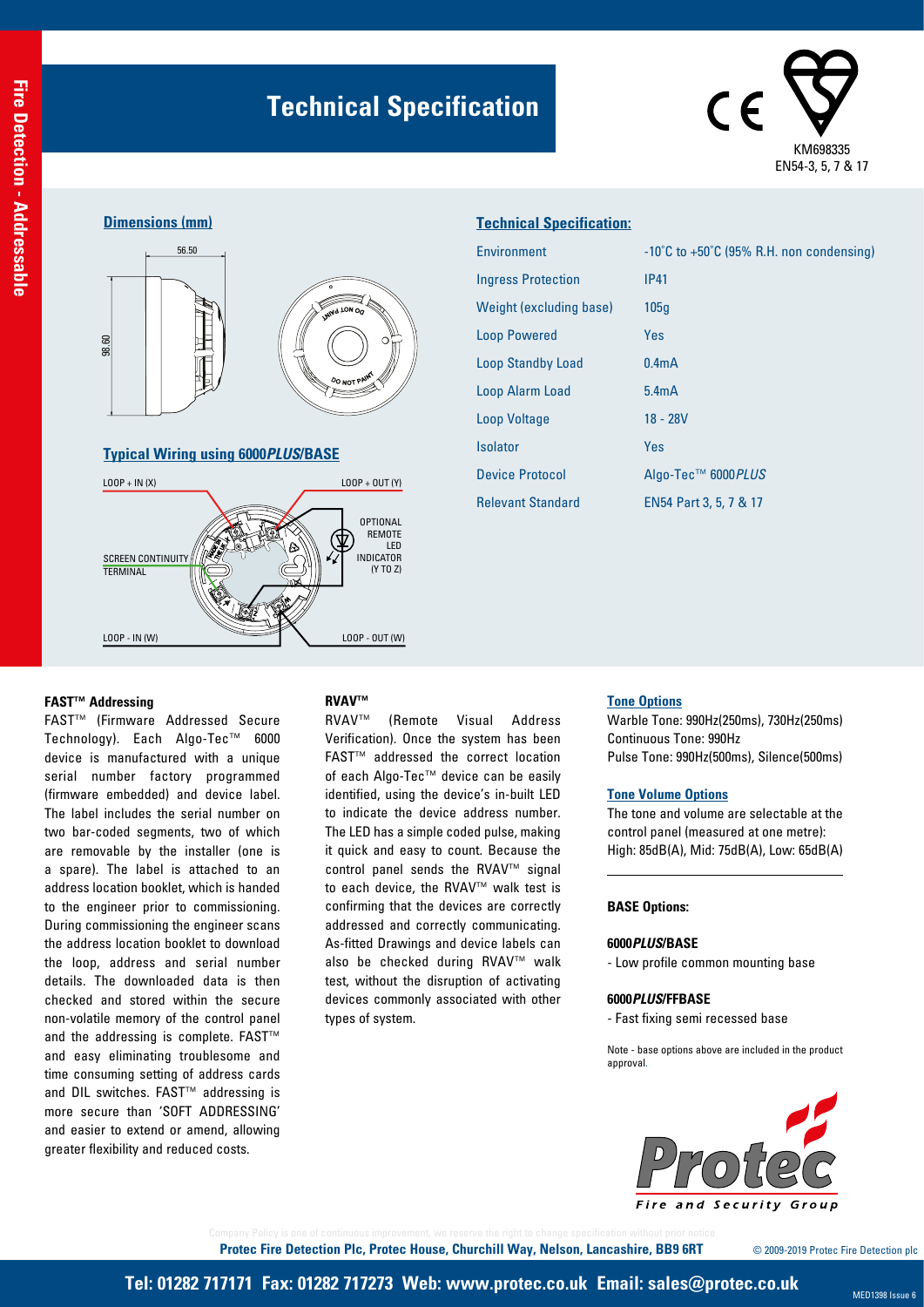# Technical Specification

KM698335
EN54-3, 5, 7 & 17

## Dimensions (mm)

56.50

98.60

DO NOT PAINT

## Typical Wiring using 6000*PLUS*/BASE

LOOP + IN (X)

LOOP + OUT (Y)

OPTIONAL REMOTE LED INDICATOR (Y TO Z)

SCREEN CONTINUITY TERMINAL

LOOP - IN (W)

LOOP - OUT (W)

## Technical Specification:

| | |
|---|---|
| Environment | -10˚C to +50˚C (95% R.H. non condensing) |
| Ingress Protection | IP41 |
| Weight (excluding base) | 105g |
| Loop Powered | Yes |
| Loop Standby Load | 0.4mA |
| Loop Alarm Load | 5.4mA |
| Loop Voltage | 18 - 28V |
| Isolator | Yes |
| Device Protocol | Algo-Tec™ 6000*PLUS* |
| Relevant Standard | EN54 Part 3, 5, 7 & 17 |

### FAST™ Addressing

FAST™ (Firmware Addressed Secure Technology). Each Algo-Tec™ 6000 device is manufactured with a unique serial number factory programmed (firmware embedded) and device label. The label includes the serial number on two bar-coded segments, two of which are removable by the installer (one is a spare). The label is attached to an address location booklet, which is handed to the engineer prior to commissioning. During commissioning the engineer scans the address location booklet to download the loop, address and serial number details. The downloaded data is then checked and stored within the secure non-volatile memory of the control panel and the addressing is complete. FAST™ and easy eliminating troublesome and time consuming setting of address cards and DIL switches. FAST™ addressing is more secure than 'SOFT ADDRESSING' and easier to extend or amend, allowing greater flexibility and reduced costs.

### RVAV™

RVAV™ (Remote Visual Address Verification). Once the system has been FAST™ addressed the correct location of each Algo-Tec™ device can be easily identified, using the device's in-built LED to indicate the device address number. The LED has a simple coded pulse, making it quick and easy to count. Because the control panel sends the RVAV™ signal to each device, the RVAV™ walk test is confirming that the devices are correctly addressed and correctly communicating. As-fitted Drawings and device labels can also be checked during RVAV™ walk test, without the disruption of activating devices commonly associated with other types of system.

### Tone Options

Warble Tone: 990Hz(250ms), 730Hz(250ms)
Continuous Tone: 990Hz
Pulse Tone: 990Hz(500ms), Silence(500ms)

### Tone Volume Options

The tone and volume are selectable at the control panel (measured at one metre):
High: 85dB(A), Mid: 75dB(A), Low: 65dB(A)

### BASE Options:

**6000*PLUS*/BASE**

- Low profile common mounting base

**6000*PLUS*/FFBASE**

- Fast fixing semi recessed base

Note - base options above are included in the product approval.

Protec
Fire and Security Group

Company Policy is one of continuous improvement, we reserve the right to change specification without prior notice

**Protec Fire Detection Plc, Protec House, Churchill Way, Nelson, Lancashire, BB9 6RT**

© 2009-2019 Protec Fire Detection plc

**Tel: 01282 717171 Fax: 01282 717273 Web: www.protec.co.uk Email: sales@protec.co.uk**

MED1398 Issue 6